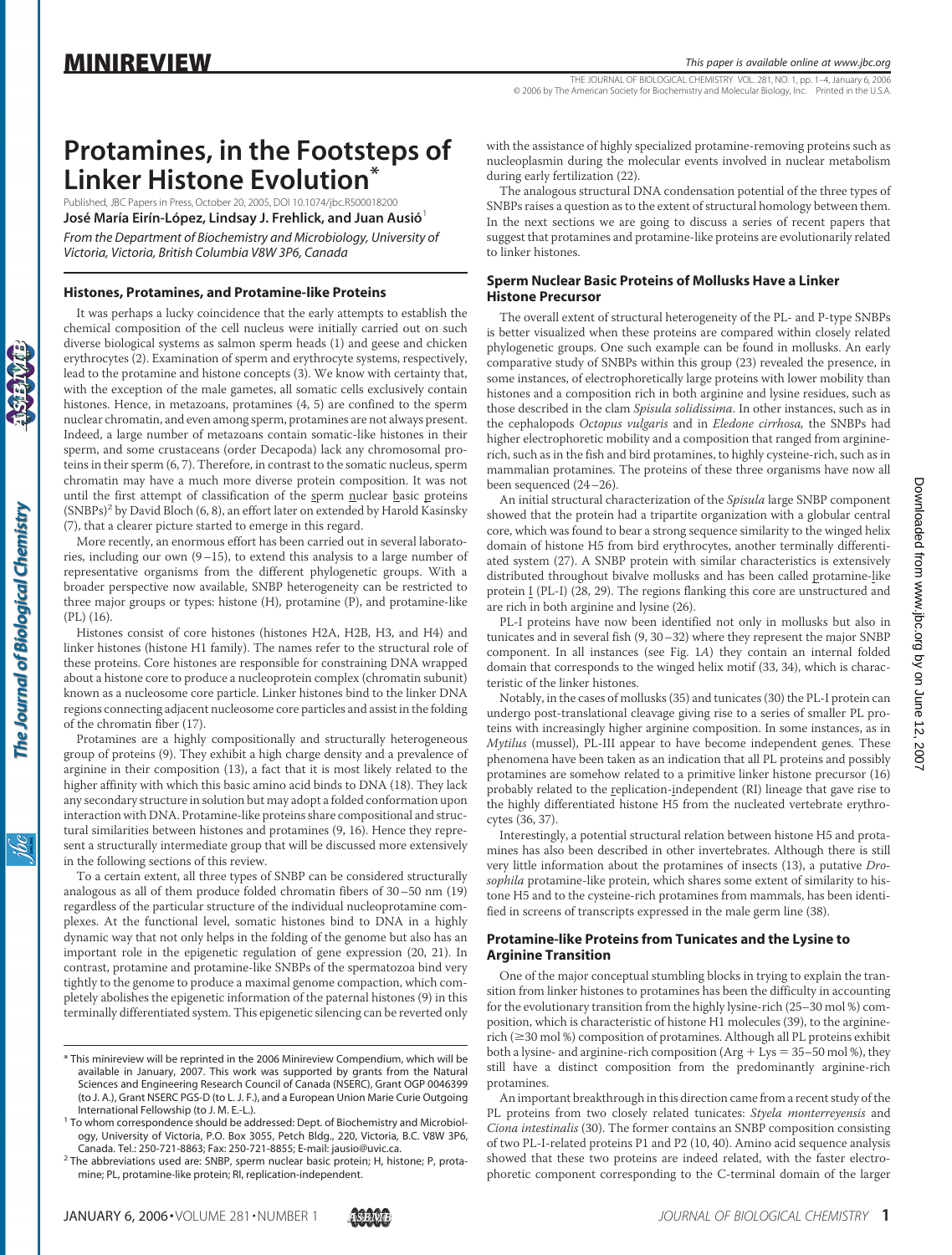MINIREVIEW

# Protamines, in the Footsteps of Linker Histone Evolution*

Published, JBC Papers in Press, October 20, 2005, DOI 10.1074/jbc.R500018200

**José María Eirín-López, Lindsay J. Frehlick, and Juan Ausió**[1]

*From the Department of Biochemistry and Microbiology, University of Victoria, Victoria, British Columbia V8W 3P6, Canada*

## Histones, Protamines, and Protamine-like Proteins

It was perhaps a lucky coincidence that the early attempts to establish the chemical composition of the cell nucleus were initially carried out on such diverse biological systems as salmon sperm heads (1) and geese and chicken erythrocytes (2). Examination of sperm and erythrocyte systems, respectively, lead to the protamine and histone concepts (3). We know with certainty that, with the exception of the male gametes, all somatic cells exclusively contain histones. Hence, in metazoans, protamines (4, 5) are confined to the sperm nuclear chromatin, and even among sperm, protamines are not always present. Indeed, a large number of metazoans contain somatic-like histones in their sperm, and some crustaceans (order Decapoda) lack any chromosomal proteins in their sperm (6, 7). Therefore, in contrast to the somatic nucleus, sperm chromatin may have a much more diverse protein composition. It was not until the first attempt of classification of the sperm nuclear basic proteins (SNBPs)[2] by David Bloch (6, 8), an effort later on extended by Harold Kasinsky (7), that a clearer picture started to emerge in this regard.

More recently, an enormous effort has been carried out in several laboratories, including our own (9–15), to extend this analysis to a large number of representative organisms from the different phylogenetic groups. With a broader perspective now available, SNBP heterogeneity can be restricted to three major groups or types: histone (H), protamine (P), and protamine-like (PL) (16).

Histones consist of core histones (histones H2A, H2B, H3, and H4) and linker histones (histone H1 family). The names refer to the structural role of these proteins. Core histones are responsible for constraining DNA wrapped about a histone core to produce a nucleoprotein complex (chromatin subunit) known as a nucleosome core particle. Linker histones bind to the linker DNA regions connecting adjacent nucleosome core particles and assist in the folding of the chromatin fiber (17).

Protamines are a highly compositionally and structurally heterogeneous group of proteins (9). They exhibit a high charge density and a prevalence of arginine in their composition (13), a fact that it is most likely related to the higher affinity with which this basic amino acid binds to DNA (18). They lack any secondary structure in solution but may adopt a folded conformation upon interaction with DNA. Protamine-like proteins share compositional and structural similarities between histones and protamines (9, 16). Hence they represent a structurally intermediate group that will be discussed more extensively in the following sections of this review.

To a certain extent, all three types of SNBP can be considered structurally analogous as all of them produce folded chromatin fibers of 30–50 nm (19) regardless of the particular structure of the individual nucleoprotamine complexes. At the functional level, somatic histones bind to DNA in a highly dynamic way that not only helps in the folding of the genome but also has an important role in the epigenetic regulation of gene expression (20, 21). In contrast, protamine and protamine-like SNBPs of the spermatozoa bind very tightly to the genome to produce a maximal genome compaction, which completely abolishes the epigenetic information of the paternal histones (9) in this terminally differentiated system. This epigenetic silencing can be reverted only with the assistance of highly specialized protamine-removing proteins such as nucleoplasmin during the molecular events involved in nuclear metabolism during early fertilization (22).

The analogous structural DNA condensation potential of the three types of SNBPs raises a question as to the extent of structural homology between them. In the next sections we are going to discuss a series of recent papers that suggest that protamines and protamine-like proteins are evolutionarily related to linker histones.

## Sperm Nuclear Basic Proteins of Mollusks Have a Linker Histone Precursor

The overall extent of structural heterogeneity of the PL- and P-type SNBPs is better visualized when these proteins are compared within closely related phylogenetic groups. One such example can be found in mollusks. An early comparative study of SNBPs within this group (23) revealed the presence, in some instances, of electrophoretically large proteins with lower mobility than histones and a composition rich in both arginine and lysine residues, such as those described in the clam *Spisula solidissima*. In other instances, such as in the cephalopods *Octopus vulgaris* and in *Eledone cirrhosa*, the SNBPs had higher electrophoretic mobility and a composition that ranged from arginine-rich, such as in the fish and bird protamines, to highly cysteine-rich, such as in mammalian protamines. The proteins of these three organisms have now all been sequenced (24–26).

An initial structural characterization of the *Spisula* large SNBP component showed that the protein had a tripartite organization with a globular central core, which was found to bear a strong sequence similarity to the winged helix domain of histone H5 from bird erythrocytes, another terminally differentiated system (27). A SNBP protein with similar characteristics is extensively distributed throughout bivalve mollusks and has been called protamine-like protein I (PL-I) (28, 29). The regions flanking this core are unstructured and are rich in both arginine and lysine (26).

PL-I proteins have now been identified not only in mollusks but also in tunicates and in several fish (9, 30–32) where they represent the major SNBP component. In all instances (see Fig. 1*A*) they contain an internal folded domain that corresponds to the winged helix motif (33, 34), which is characteristic of the linker histones.

Notably, in the cases of mollusks (35) and tunicates (30) the PL-I protein can undergo post-translational cleavage giving rise to a series of smaller PL proteins with increasingly higher arginine composition. In some instances, as in *Mytilus* (mussel), PL-III appear to have become independent genes. These phenomena have been taken as an indication that all PL proteins and possibly protamines are somehow related to a primitive linker histone precursor (16) probably related to the replication-independent (RI) lineage that gave rise to the highly differentiated histone H5 from the nucleated vertebrate erythrocytes (36, 37).

Interestingly, a potential structural relation between histone H5 and protamines has also been described in other invertebrates. Although there is still very little information about the protamines of insects (13), a putative *Drosophila* protamine-like protein, which shares some extent of similarity to histone H5 and to the cysteine-rich protamines from mammals, has been identified in screens of transcripts expressed in the male germ line (38).

## Protamine-like Proteins from Tunicates and the Lysine to Arginine Transition

One of the major conceptual stumbling blocks in trying to explain the transition from linker histones to protamines has been the difficulty in accounting for the evolutionary transition from the highly lysine-rich (25–30 mol %) composition, which is characteristic of histone H1 molecules (39), to the arginine-rich (≥30 mol %) composition of protamines. Although all PL proteins exhibit both a lysine- and arginine-rich composition (Arg + Lys = 35–50 mol %), they still have a distinct composition from the predominantly arginine-rich protamines.

An important breakthrough in this direction came from a recent study of the PL proteins from two closely related tunicates: *Styela monterreyensis* and *Ciona intestinalis* (30). The former contains an SNBP composition consisting of two PL-I-related proteins P1 and P2 (10, 40). Amino acid sequence analysis showed that these two proteins are indeed related, with the faster electrophoretic component corresponding to the C-terminal domain of the larger

* This minireview will be reprinted in the 2006 Minireview Compendium, which will be available in January, 2007. This work was supported by grants from the Natural Sciences and Engineering Research Council of Canada (NSERC), Grant OGP 0046399 (to J. A.), Grant NSERC PGS-D (to L. J. F.), and a European Union Marie Curie Outgoing International Fellowship (to J. M. E.-L.).

[1] To whom correspondence should be addressed: Dept. of Biochemistry and Microbiology, University of Victoria, P.O. Box 3055, Petch Bldg., 220, Victoria, B.C. V8W 3P6, Canada. Tel.: 250-721-8863; Fax: 250-721-8855; E-mail: jausio@uvic.ca.

[2] The abbreviations used are: SNBP, sperm nuclear basic protein; H, histone; P, protamine; PL, protamine-like protein; RI, replication-independent.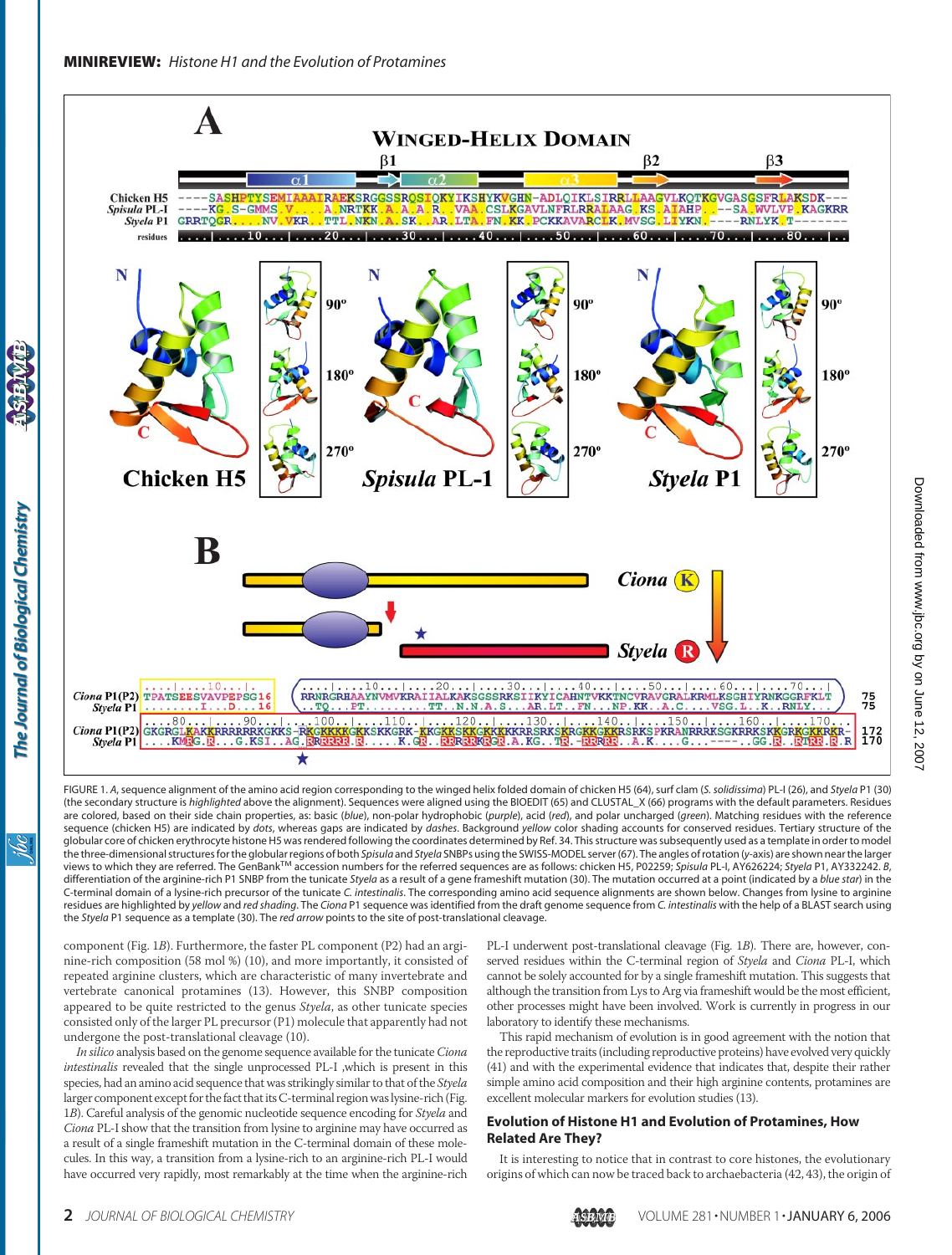FIGURE 1. *A*, sequence alignment of the amino acid region corresponding to the winged helix folded domain of chicken H5 (64), surf clam (*S. solidissima*) PL-I (26), and *Styela* P1 (30) (the secondary structure is *highlighted* above the alignment). Sequences were aligned using the BIOEDIT (65) and CLUSTAL_X (66) programs with the default parameters. Residues are colored, based on their side chain properties, as: basic (*blue*), non-polar hydrophobic (*purple*), acid (*red*), and polar uncharged (*green*). Matching residues with the reference sequence (chicken H5) are indicated by *dots*, whereas gaps are indicated by *dashes*. Background *yellow* color shading accounts for conserved residues. Tertiary structure of the globular core of chicken erythrocyte histone H5 was rendered following the coordinates determined by Ref. 34. This structure was subsequently used as a template in order to model the three-dimensional structures for the globular regions of both *Spisula* and *Styela* SNBPs using the SWISS-MODEL server (67). The angles of rotation (*y*-axis) are shown near the larger views to which they are referred. The GenBank™ accession numbers for the referred sequences are as follows: chicken H5, P02259; *Spisula* PL-I, AY626224; *Styela* P1, AY332242. *B*, differentiation of the arginine-rich P1 SNBP from the tunicate *Styela* as a result of a gene frameshift mutation (30). The mutation occurred at a point (indicated by a *blue star*) in the C-terminal domain of a lysine-rich precursor of the tunicate *C. intestinalis*. The corresponding amino acid sequence alignments are shown below. Changes from lysine to arginine residues are highlighted by *yellow* and *red shading*. The *Ciona* P1 sequence was identified from the draft genome sequence from *C. intestinalis* with the help of a BLAST search using the *Styela* P1 sequence as a template (30). The *red arrow* points to the site of post-translational cleavage.

component (Fig. 1*B*). Furthermore, the faster PL component (P2) had an arginine-rich composition (58 mol %) (10), and more importantly, it consisted of repeated arginine clusters, which are characteristic of many invertebrate and vertebrate canonical protamines (13). However, this SNBP composition appeared to be quite restricted to the genus *Styela*, as other tunicate species consisted only of the larger PL precursor (P1) molecule that apparently had not undergone the post-translational cleavage (10).

*In silico* analysis based on the genome sequence available for the tunicate *Ciona intestinalis* revealed that the single unprocessed PL-I ,which is present in this species, had an amino acid sequence that was strikingly similar to that of the *Styela* larger component except for the fact that its C-terminal region was lysine-rich (Fig. 1*B*). Careful analysis of the genomic nucleotide sequence encoding for *Styela* and *Ciona* PL-I show that the transition from lysine to arginine may have occurred as a result of a single frameshift mutation in the C-terminal domain of these molecules. In this way, a transition from a lysine-rich to an arginine-rich PL-I would have occurred very rapidly, most remarkably at the time when the arginine-rich PL-I underwent post-translational cleavage (Fig. 1*B*). There are, however, conserved residues within the C-terminal region of *Styela* and *Ciona* PL-I, which cannot be solely accounted for by a single frameshift mutation. This suggests that although the transition from Lys to Arg via frameshift would be the most efficient, other processes might have been involved. Work is currently in progress in our laboratory to identify these mechanisms.

This rapid mechanism of evolution is in good agreement with the notion that the reproductive traits (including reproductive proteins) have evolved very quickly (41) and with the experimental evidence that indicates that, despite their rather simple amino acid composition and their high arginine contents, protamines are excellent molecular markers for evolution studies (13).

## Evolution of Histone H1 and Evolution of Protamines, How Related Are They?

It is interesting to notice that in contrast to core histones, the evolutionary origins of which can now be traced back to archaebacteria (42, 43), the origin of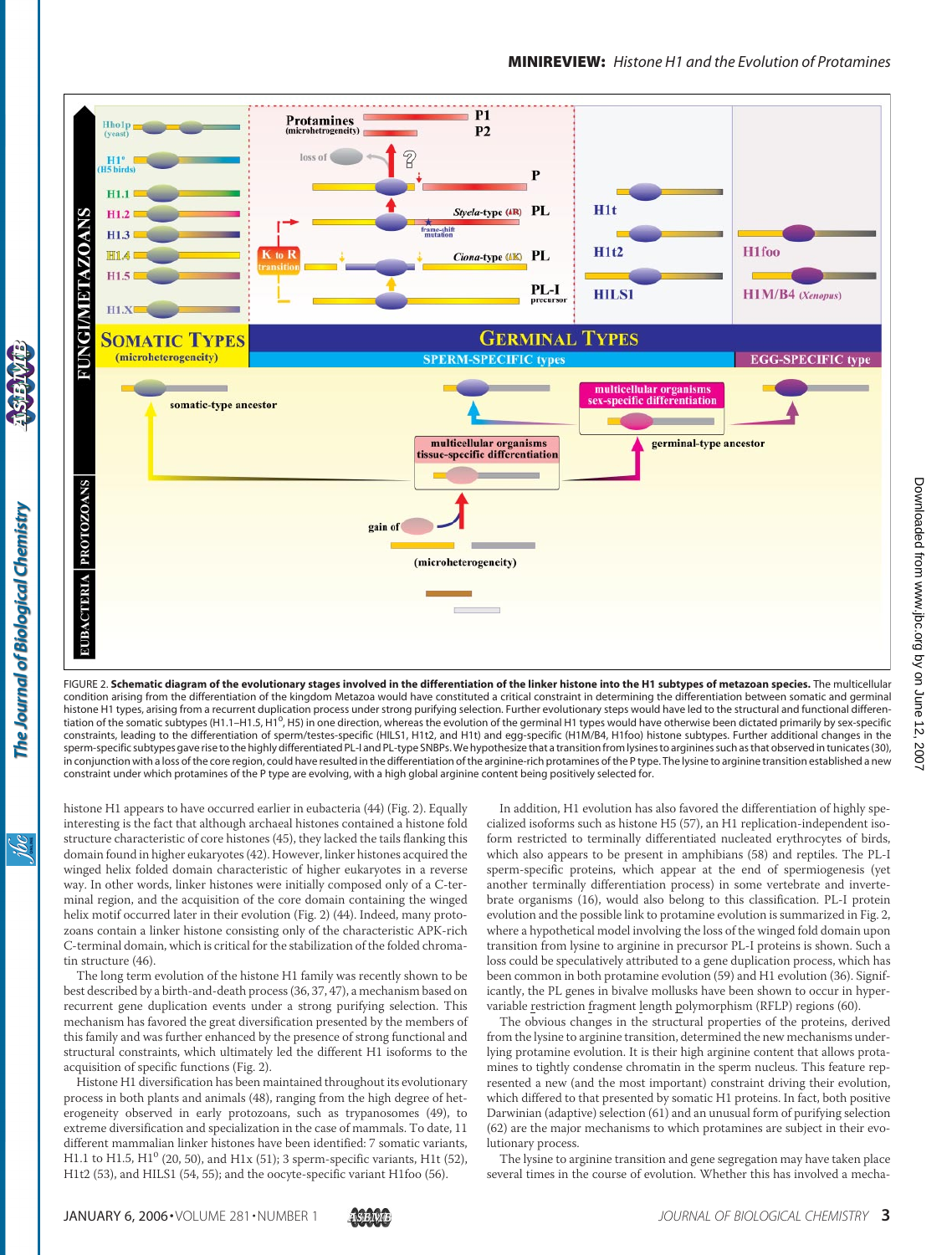FIGURE 2. **Schematic diagram of the evolutionary stages involved in the differentiation of the linker histone into the H1 subtypes of metazoan species.** The multicellular condition arising from the differentiation of the kingdom Metazoa would have constituted a critical constraint in determining the differentiation between somatic and germinal histone H1 types, arising from a recurrent duplication process under strong purifying selection. Further evolutionary steps would have led to the structural and functional differentiation of the somatic subtypes (H1.1–H1.5, H1$^0$, H5) in one direction, whereas the evolution of the germinal H1 types would have otherwise been dictated primarily by sex-specific constraints, leading to the differentiation of sperm/testes-specific (HILS1, H1t2, and H1t) and egg-specific (H1M/B4, H1foo) histone subtypes. Further additional changes in the sperm-specific subtypes gave rise to the highly differentiated PL-I and PL-type SNBPs. We hypothesize that a transition from lysines to arginines such as that observed in tunicates (30), in conjunction with a loss of the core region, could have resulted in the differentiation of the arginine-rich protamines of the P type. The lysine to arginine transition established a new constraint under which protamines of the P type are evolving, with a high global arginine content being positively selected for.

histone H1 appears to have occurred earlier in eubacteria (44) (Fig. 2). Equally interesting is the fact that although archaeal histones contained a histone fold structure characteristic of core histones (45), they lacked the tails flanking this domain found in higher eukaryotes (42). However, linker histones acquired the winged helix folded domain characteristic of higher eukaryotes in a reverse way. In other words, linker histones were initially composed only of a C-terminal region, and the acquisition of the core domain containing the winged helix motif occurred later in their evolution (Fig. 2) (44). Indeed, many protozoans contain a linker histone consisting only of the characteristic APK-rich C-terminal domain, which is critical for the stabilization of the folded chromatin structure (46).

The long term evolution of the histone H1 family was recently shown to be best described by a birth-and-death process (36, 37, 47), a mechanism based on recurrent gene duplication events under a strong purifying selection. This mechanism has favored the great diversification presented by the members of this family and was further enhanced by the presence of strong functional and structural constraints, which ultimately led the different H1 isoforms to the acquisition of specific functions (Fig. 2).

Histone H1 diversification has been maintained throughout its evolutionary process in both plants and animals (48), ranging from the high degree of heterogeneity observed in early protozoans, such as trypanosomes (49), to extreme diversification and specialization in the case of mammals. To date, 11 different mammalian linker histones have been identified: 7 somatic variants, H1.1 to H1.5, H1$^0$ (20, 50), and H1x (51); 3 sperm-specific variants, H1t (52), H1t2 (53), and HILS1 (54, 55); and the oocyte-specific variant H1foo (56).

In addition, H1 evolution has also favored the differentiation of highly specialized isoforms such as histone H5 (57), an H1 replication-independent isoform restricted to terminally differentiated nucleated erythrocytes of birds, which also appears to be present in amphibians (58) and reptiles. The PL-I sperm-specific proteins, which appear at the end of spermiogenesis (yet another terminally differentiation process) in some vertebrate and invertebrate organisms (16), would also belong to this classification. PL-I protein evolution and the possible link to protamine evolution is summarized in Fig. 2, where a hypothetical model involving the loss of the winged fold domain upon transition from lysine to arginine in precursor PL-I proteins is shown. Such a loss could be speculatively attributed to a gene duplication process, which has been common in both protamine evolution (59) and H1 evolution (36). Significantly, the PL genes in bivalve mollusks have been shown to occur in hypervariable restriction fragment length polymorphism (RFLP) regions (60).

The obvious changes in the structural properties of the proteins, derived from the lysine to arginine transition, determined the new mechanisms underlying protamine evolution. It is their high arginine content that allows protamines to tightly condense chromatin in the sperm nucleus. This feature represented a new (and the most important) constraint driving their evolution, which differed to that presented by somatic H1 proteins. In fact, both positive Darwinian (adaptive) selection (61) and an unusual form of purifying selection (62) are the major mechanisms to which protamines are subject in their evolutionary process.

The lysine to arginine transition and gene segregation may have taken place several times in the course of evolution. Whether this has involved a mecha-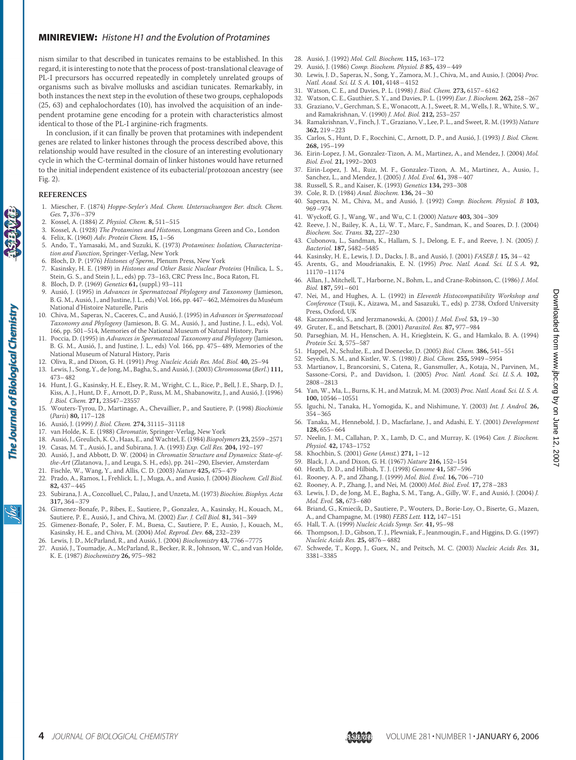nism similar to that described in tunicates remains to be established. In this regard, it is interesting to note that the process of post-translational cleavage of PL-I precursors has occurred repeatedly in completely unrelated groups of organisms such as bivalve mollusks and ascidian tunicates. Remarkably, in both instances the next step in the evolution of these two groups, cephalopods (25, 63) and cephalochordates (10), has involved the acquisition of an independent protamine gene encoding for a protein with characteristics almost identical to those of the PL-I arginine-rich fragments.

In conclusion, if it can finally be proven that protamines with independent genes are related to linker histones through the process described above, this relationship would have resulted in the closure of an interesting evolutionary cycle in which the C-terminal domain of linker histones would have returned to the initial independent existence of its eubacterial/protozoan ancestry (see Fig. 2).

## REFERENCES

1. Miescher, F. (1874) *Hoppe-Seyler's Med. Chem. Untersuchungen Ber. dtsch. Chem. Ges.* **7,** 376–379
2. Kossel, A. (1884) *Z. Physiol. Chem.* **8,** 511–515
3. Kossel, A. (1928) *The Protamines and Histones*, Longmans Green and Co., London
4. Felix, K. (1960) *Adv. Protein Chem.* **15,** 1–56
5. Ando, T., Yamasaki, M., and Suzuki, K. (1973) *Protamines: Isolation, Characterization and Function*, Springer-Verlag, New York
6. Bloch, D. P. (1976) *Histones of Sperm*, Plenum Press, New York
7. Kasinsky, H. E. (1989) in *Histones and Other Basic Nuclear Proteins* (Hnilica, L. S., Stein, G. S., and Stein J, L., eds) pp. 73–163, CRC Press Inc., Boca Raton, FL
8. Bloch, D. P. (1969) *Genetics* **61,** (suppl.) 93–111
9. Ausió, J. (1995) in *Advances in Spermatozoal Phylogeny and Taxonomy* (Jamieson, B. G. M., Ausió, J., and Justine, J. L., eds) Vol. 166, pp. 447–462, Mémoires du Muséum National d'Histoire Naturelle, Paris
10. Chiva, M., Saperas, N., Caceres, C., and Ausió, J. (1995) in *Advances in Spermatozoal Taxonomy and Phylogeny* (Jamieson, B. G. M., Ausió, J., and Justine, J. L., eds), Vol. 166, pp. 501–514, Memories of the National Museum of Natural History, Paris
11. Poccia, D. (1995) in *Advances in Spermatozoal Taxonomy and Phylogeny* (Jamieson, B. G. M., Ausió, J., and Justine, J. L., eds) Vol. 166, pp. 475–489, Memories of the National Museum of Natural History, Paris
12. Oliva, R., and Dixon, G. H. (1991) *Prog. Nucleic Acids Res. Mol. Biol.* **40,** 25–94
13. Lewis, J., Song, Y., de Jong, M., Bagha, S., and Ausió, J. (2003) *Chromosoma* (*Berl.*) **111,** 473–482
14. Hunt, J. G., Kasinsky, H. E., Elsey, R. M., Wright, C. L., Rice, P., Bell, J. E., Sharp, D. J., Kiss, A. J., Hunt, D. F., Arnott, D. P., Russ, M. M., Shabanowitz, J., and Ausió, J. (1996) *J. Biol. Chem.* **271,** 23547–23557
15. Wouters-Tyrou, D., Martinage, A., Chevaillier, P., and Sautiere, P. (1998) *Biochimie* (*Paris*) **80,** 117–128
16. Ausió, J. (1999) *J. Biol. Chem.* **274,** 31115–31118
17. van Holde, K. E. (1988) *Chromatin*, Springer-Verlag, New York
18. Ausió, J., Greulich, K. O., Haas, E., and Wachtel, E. (1984) *Biopolymers* **23,** 2559–2571
19. Casas, M. T., Ausió, J., and Subirana, J. A. (1993) *Exp. Cell Res.* **204,** 192–197
20. Ausió, J., and Abbott, D. W. (2004) in *Chromatin Structure and Dynamics: State-of-the-Art* (Zlatanova, J., and Leuga, S. H., eds), pp. 241–290, Elsevier, Amsterdam
21. Fischle, W., Wang, Y., and Allis, C. D. (2003) *Nature* **425,** 475–479
22. Prado, A., Ramos, I., Frehlick, L. J., Muga, A., and Ausio, J. (2004) *Biochem. Cell Biol.* **82,** 437–445
23. Subirana, J. A., Cozcolluel, C., Palau, J., and Unzeta, M. (1973) *Biochim. Biophys. Acta* **317,** 364–379
24. Gimenez-Bonafe, P., Ribes, E., Sautiere, P., Gonzalez, A., Kasinsky, H., Kouach, M., Sautiere, P. E., Ausió, J., and Chiva, M. (2002) *Eur. J. Cell Biol.* **81,** 341–349
25. Gimenez-Bonafe, P., Soler, F. M., Buesa, C., Sautiere, P. E., Ausio, J., Kouach, M., Kasinsky, H. E., and Chiva, M. (2004) *Mol. Reprod. Dev.* **68,** 232–239
26. Lewis, J. D., McParland, R., and Ausió, J. (2004) *Biochemistry* **43,** 7766–7775
27. Ausió, J., Toumadje, A., McParland, R., Becker, R. R., Johnson, W. C., and van Holde, K. E. (1987) *Biochemistry* **26,** 975–982
28. Ausió, J. (1992) *Mol. Cell. Biochem.* **115,** 163–172
29. Ausió, J. (1986) *Comp. Biochem. Physiol. B* **85,** 439–449
30. Lewis, J. D., Saperas, N., Song, Y., Zamora, M. J., Chiva, M., and Ausio, J. (2004) *Proc. Natl. Acad. Sci. U. S. A.* **101,** 4148–4152
31. Watson, C. E., and Davies, P. L. (1998) *J. Biol. Chem.* **273,** 6157–6162
32. Watson, C. E., Gauthier, S. Y., and Davies, P. L. (1999) *Eur. J. Biochem.* **262,** 258–267
33. Graziano, V., Gerchman, S. E., Wonacott, A. J., Sweet, R. M., Wells, J. R., White, S. W., and Ramakrishnan, V. (1990) *J. Mol. Biol.* **212,** 253–257
34. Ramakrishnan, V., Finch, J. T., Graziano, V., Lee, P. L., and Sweet, R. M. (1993) *Nature* **362,** 219–223
35. Carlos, S., Hunt, D. F., Rocchini, C., Arnott, D. P., and Ausió, J. (1993) *J. Biol. Chem.* **268,** 195–199
36. Eirin-Lopez, J. M., Gonzalez-Tizon, A. M., Martinez, A., and Mendez, J. (2004) *Mol. Biol. Evol.* **21,** 1992–2003
37. Eirin-Lopez, J. M., Ruiz, M. F., Gonzalez-Tizon, A. M., Martinez, A., Ausio, J., Sanchez, L., and Mendez, J. (2005) *J. Mol. Evol.* **61,** 398–407
38. Russell, S. R., and Kaiser, K. (1993) *Genetics* **134,** 293–308
39. Cole, R. D. (1984) *Anal. Biochem.* **136,** 24–30
40. Saperas, N. M., Chiva, M., and Ausió, J. (1992) *Comp. Biochem. Physiol. B* **103,** 969–974
41. Wyckoff, G. J., Wang, W., and Wu, C. I. (2000) *Nature* **403,** 304–309
42. Reeve, J. N., Bailey, K. A., Li, W. T., Marc, F., Sandman, K., and Soares, D. J. (2004) *Biochem. Soc. Trans.* **32,** 227–230
43. Cubonova, L., Sandman, K., Hallam, S. J., Delong, E. F., and Reeve, J. N. (2005) *J. Bacteriol.* **187,** 5482–5485
44. Kasinsky, H. E., Lewis, J. D., Dacks, J. B., and Ausió, J. (2001) *FASEB J.* **15,** 34–42
45. Arents, G., and Moudrianakis, E. N. (1995) *Proc. Natl. Acad. Sci. U. S. A.* **92,** 11170–11174
46. Allan, J., Mitchell, T., Harborne, N., Bohm, L., and Crane-Robinson, C. (1986) *J. Mol. Biol.* **187,** 591–601
47. Nei, M., and Hughes, A. L. (1992) in *Eleventh Histocompatibility Workshop and Conference* (Tsuji, K., Aizawa, M., and Sasazuki, T., eds) p. 2738, Oxford University Press, Oxford, UK
48. Kaczanowski, S., and Jerzmanowski, A. (2001) *J. Mol. Evol.* **53,** 19–30
49. Gruter, E., and Betschart, B. (2001) *Parasitol. Res.* **87,** 977–984
50. Parseghian, M. H., Henschen, A. H., Krieglstein, K. G., and Hamkalo, B. A. (1994) *Protein Sci.* **3,** 575–587
51. Happel, N., Schulze, E., and Doenecke, D. (2005) *Biol. Chem.* **386,** 541–551
52. Seyedin, S. M., and Kistler, W. S. (1980) *J. Biol. Chem.* **255,** 5949–5954
53. Martianov, I., Brancorsini, S., Catena, R., Gansmuller, A., Kotaja, N., Parvinen, M., Sassone-Corsi, P., and Davidson, I. (2005) *Proc. Natl. Acad. Sci. U. S. A.* **102,** 2808–2813
54. Yan, W., Ma, L., Burns, K. H., and Matzuk, M. M. (2003) *Proc. Natl. Acad. Sci. U. S. A.* **100,** 10546–10551
55. Iguchi, N., Tanaka, H., Yomogida, K., and Nishimune, Y. (2003) *Int. J. Androl.* **26,** 354–365
56. Tanaka, M., Hennebold, J. D., Macfarlane, J., and Adashi, E. Y. (2001) *Development* **128,** 655–664
57. Neelin, J. M., Callahan, P. X., Lamb, D. C., and Murray, K. (1964) *Can. J. Biochem. Physiol.* **42,** 1743–1752
58. Khochbin, S. (2001) *Gene* (*Amst.*) **271,** 1–12
59. Black, J. A., and Dixon, G. H. (1967) *Nature* **216,** 152–154
60. Heath, D. D., and Hilbish, T. J. (1998) *Genome* **41,** 587–596
61. Rooney, A. P., and Zhang, J. (1999) *Mol. Biol. Evol.* **16,** 706–710
62. Rooney, A. P., Zhang, J., and Nei, M. (2000) *Mol. Biol. Evol.* **17,** 278–283
63. Lewis, J. D., de Jong, M. E., Bagha, S. M., Tang, A., Gilly, W. F., and Ausió, J. (2004) *J. Mol. Evol.* **58,** 673–680
64. Briand, G., Kmiecik, D., Sautiere, P., Wouters, D., Borie-Loy, O., Biserte, G., Mazen, A., and Champagne, M. (1980) *FEBS Lett.* **112,** 147–151
65. Hall, T. A. (1999) *Nucleic Acids Symp. Ser.* **41,** 95–98
66. Thompson, J. D., Gibson, T. J., Plewniak, F., Jeanmougin, F., and Higgins, D. G. (1997) *Nucleic Acids Res.* **25,** 4876–4882
67. Schwede, T., Kopp, J., Guex, N., and Peitsch, M. C. (2003) *Nucleic Acids Res.* **31,** 3381–3385